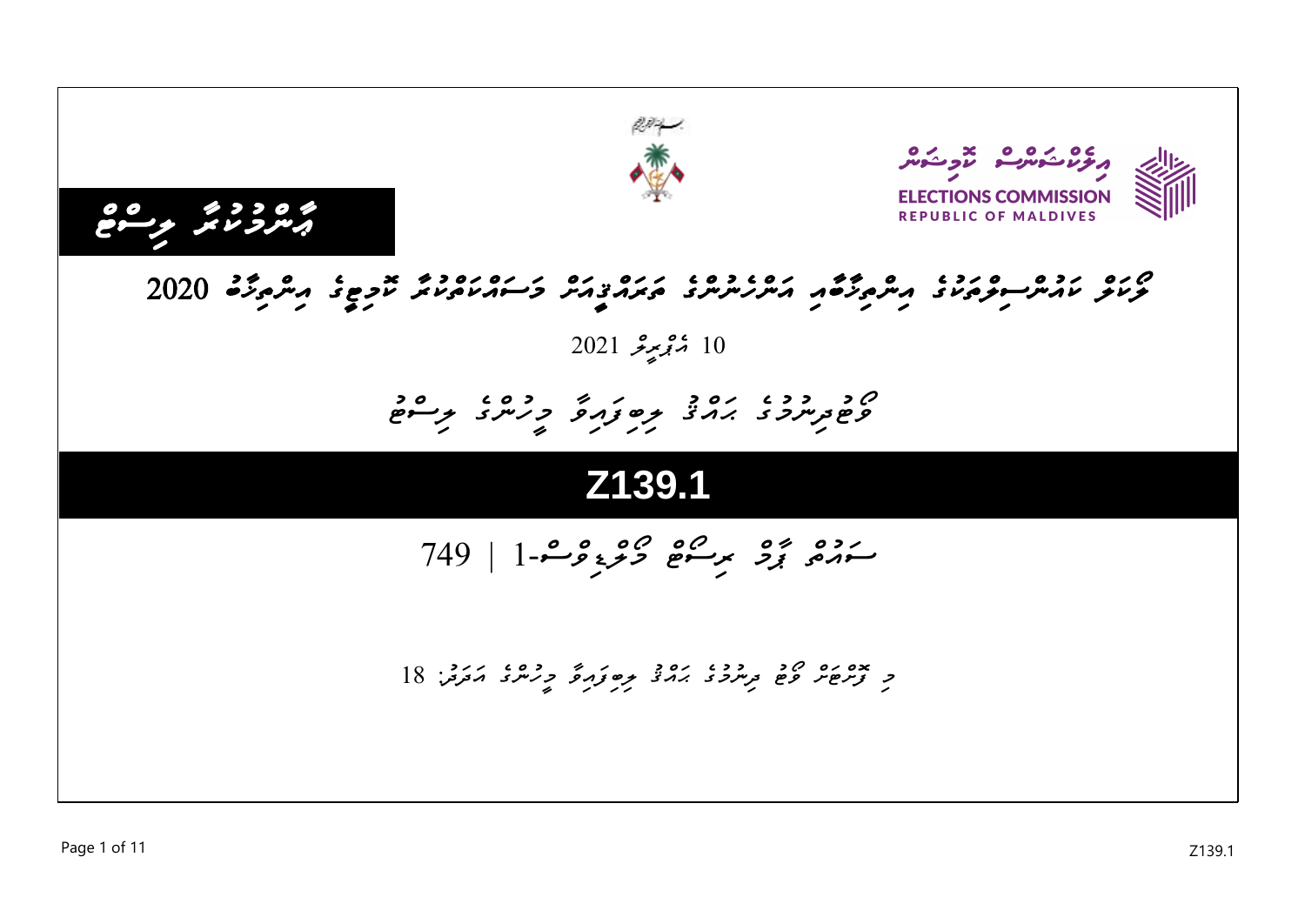އިންތިޚާބާއި ބެހޭ

ELECTIONS COMMISSION
REPUBLIC OF MALDIVES

އާންމުކުރާ ލިސްޓު

# ލޯކަލް ކައުންސިލްތަކުގެ އިންތިޚާބާއި އަންހެނުންގެ ތަރައްޤީއަށް މަސައްކަތްކުރާ ކޮމިޓީގެ އިންތިޚާބު 2020

10 އެޕްރީލް 2021

## ވޯޓުދިނުމުގެ ޙައްޤު ލިބިފައިވާ މީހުންގެ ލިސްޓު

# Z139.1

## ސަރުކާރު ޖާމިޢާ ނިކަގޮޅު ޕްރައިމަރީ ސްކޫލް-1 | 749

މި ފޮށްޓަށް ވޯޓު ދިނުމުގެ ޙައްޤު ލިބިފައިވާ މީހުންގެ އަދަދު: 18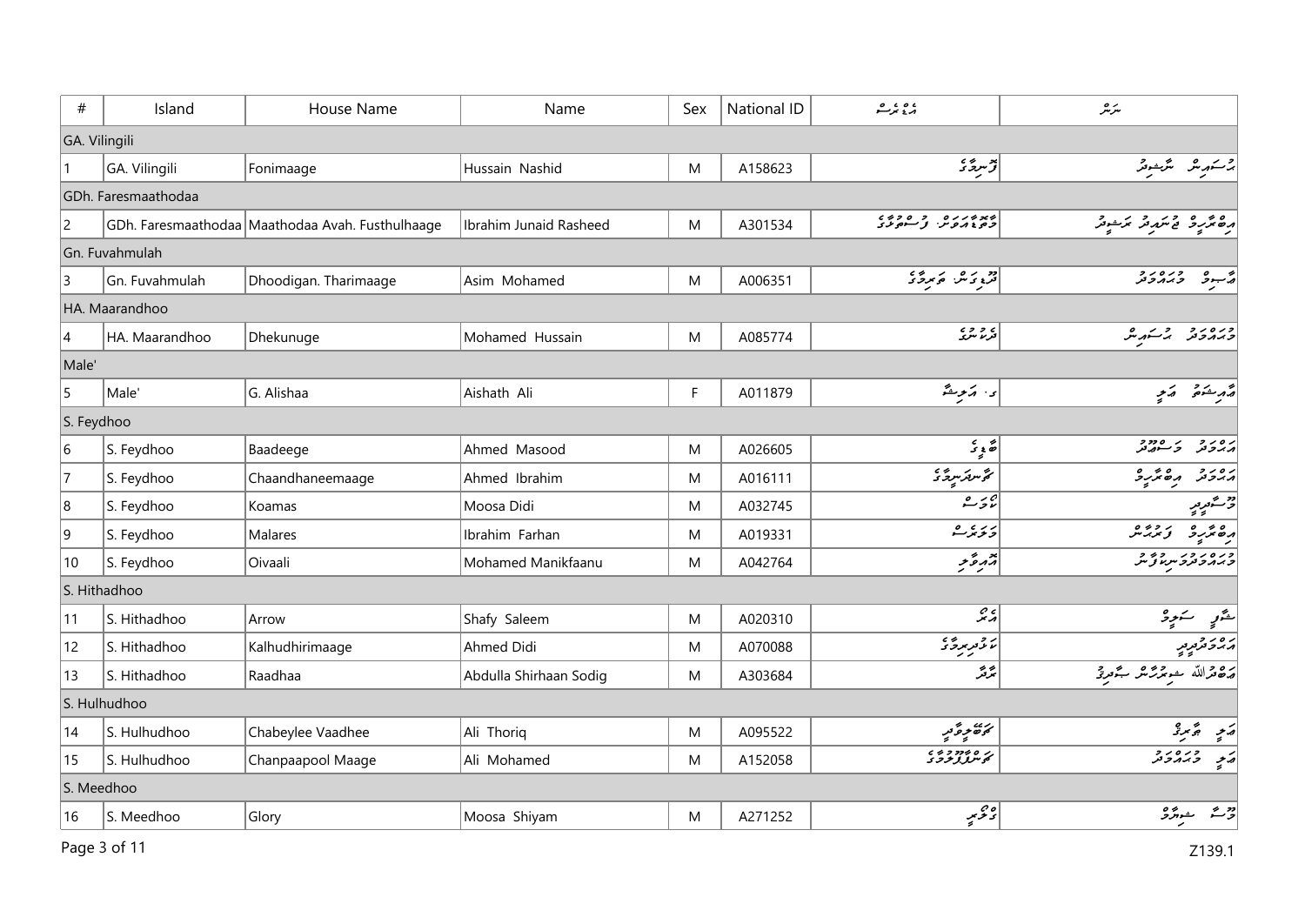| # | Island | House Name | Name | Sex | National ID | ގެއްގެ ނަން | ނަން |
|---|---|---|---|---|---|---|---|
| GA. Vilingili | | | | | | | |
| 1 | GA. Vilingili | Fonimaage | Hussain Nashid | M | A158623 | ފޮނިމާގެ | ހުސައިން ނާށިދު |
| GDh. Faresmaathodaa | | | | | | | |
| 2 | GDh. Faresmaathodaa | Maathodaa Avah. Fusthulhaage | Ibrahim Junaid Rasheed | M | A301534 | މާތޮޑާއަވަށް. ފުސްތުޅާގެ | އިބްރާހީމް ޖުނައިދު ރަޝީދު |
| Gn. Fuvahmulah | | | | | | | |
| 3 | Gn. Fuvahmulah | Dhoodigan. Tharimaage | Asim Mohamed | M | A006351 | ދޫޑިގަން. ތަރިމާގެ | އާސިމް މުހައްމަދު |
| HA. Maarandhoo | | | | | | | |
| 4 | HA. Maarandhoo | Dhekunuge | Mohamed Hussain | M | A085774 | ދެކުނުގެ | މުހައްމަދު ހުސައިން |
| Male' | | | | | | | |
| 5 | Male' | G. Alishaa | Aishath Ali | F | A011879 | ގ. އަލިޝާ | އާއިޝަތު އަލި |
| S. Feydhoo | | | | | | | |
| 6 | S. Feydhoo | Baadeege | Ahmed Masood | M | A026605 | ބާޑީގެ | އަޙްމަދު މަސްޢޫދު |
| 7 | S. Feydhoo | Chaandhaneemaage | Ahmed Ibrahim | M | A016111 | ޗާނދަނީމާގެ | އަޙްމަދު އިބްރާހީމް |
| 8 | S. Feydhoo | Koamas | Moosa Didi | M | A032745 | ކޯމަސް | މޫސާދީދީ |
| 9 | S. Feydhoo | Malares | Ibrahim Farhan | M | A019331 | މަލަރެސް | އިބްރާހީމް ފަރުހާން |
| 10 | S. Feydhoo | Oivaali | Mohamed Manikfaanu | M | A042764 | އޮއިވާލި | މުހައްމަދުމަނިކުފާނު |
| S. Hithadhoo | | | | | | | |
| 11 | S. Hithadhoo | Arrow | Shafy Saleem | M | A020310 | އެރޯ | ޝާފީ ސަލީމް |
| 12 | S. Hithadhoo | Kalhudhirimaage | Ahmed Didi | M | A070088 | ކަޅުދިރިމާގެ | އަޙްމަދުދީދީ |
| 13 | S. Hithadhoo | Raadhaa | Abdulla Shirhaan Sodig | M | A303684 | ރާދާ | އަބްދުﷲ ޝިރުހާން ޞާދިޤު |
| S. Hulhudhoo | | | | | | | |
| 14 | S. Hulhudhoo | Chabeylee Vaadhee | Ali Thoriq | M | A095522 | ޗަބޭލީވާދީ | އަލި ޠާރިޤު |
| 15 | S. Hulhudhoo | Chanpaapool Maage | Ali Mohamed | M | A152058 | ޗަންޕާޕޫލްމާގެ | އަލި މުހައްމަދު |
| S. Meedhoo | | | | | | | |
| 16 | S. Meedhoo | Glory | Moosa Shiyam | M | A271252 | ގްލޯރީ | މޫސާ ޝިޔާމް |

Z139.1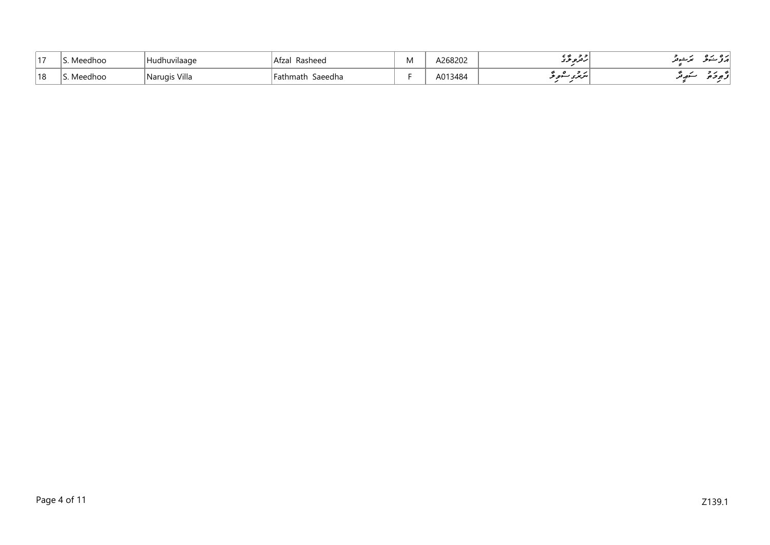| 17 | S. Meedhoo | Hudhuvilaage | Afzal Rasheed | M | A268202 | ހުދުވިލާގެ | އަފްޟަލް ރަޝީދު |
|---|---|---|---|---|---|---|---|
| 18 | S. Meedhoo | Narugis Villa | Fathmath Saeedha | F | A013484 | ނަރުގިސްވިލާ | ފާތިމަތު ސަޢީދާ |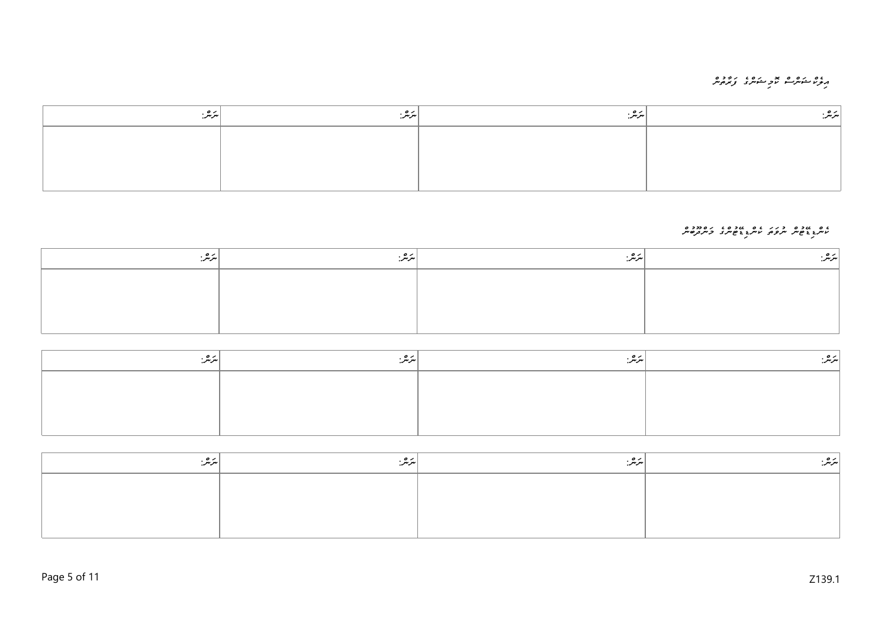# ދިވެހި ސަރުކާރު ރަސްމީ މަޢުލޫމާތު

| ނަން: | ނަން: | ނަން: | ނަން: |
|---|---|---|---|
| | | | |

## ކުންފުނި ރަޖިސްޓްރީ ކުރުމުގެ ފޯމުގައިވާ މަޢުލޫމާތު

| ނަން: | ނަން: | ނަން: | ނަން: |
|---|---|---|---|
| | | | |

| ނަން: | ނަން: | ނަން: | ނަން: |
|---|---|---|---|
| | | | |

| ނަން: | ނަން: | ނަން: | ނަން: |
|---|---|---|---|
| | | | |

Z139.1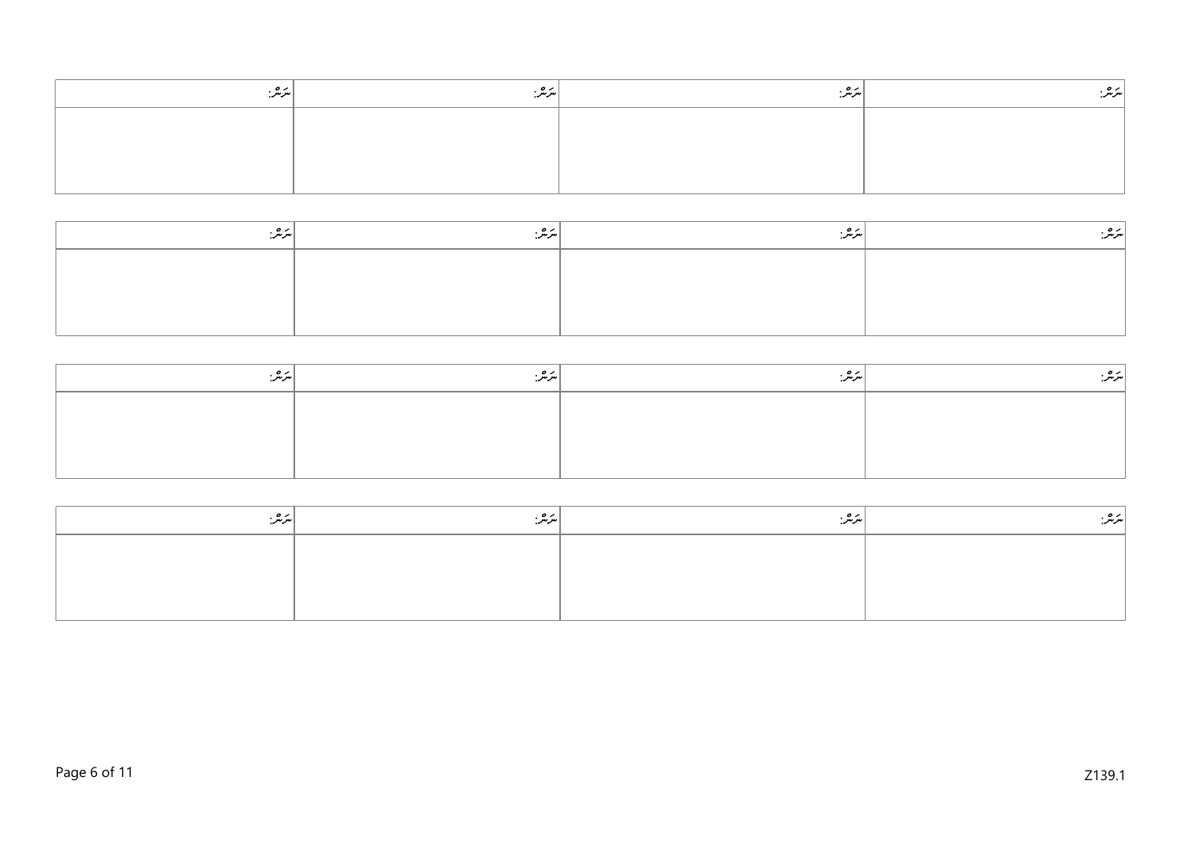| ނަރުދ: | ނަރުދ: | ނަރުދ: | ނަރުދ: |
| --- | --- | --- | --- |
| | | | |

| ނަރުދ: | ނަރުދ: | ނަރުދ: | ނަރުދ: |
| --- | --- | --- | --- |
| | | | |

| ނަރުދ: | ނަރުދ: | ނަރުދ: | ނަރުދ: |
| --- | --- | --- | --- |
| | | | |

| ނަރުދ: | ނަރުދ: | ނަރުދ: | ނަރުދ: |
| --- | --- | --- | --- |
| | | | |

Z139.1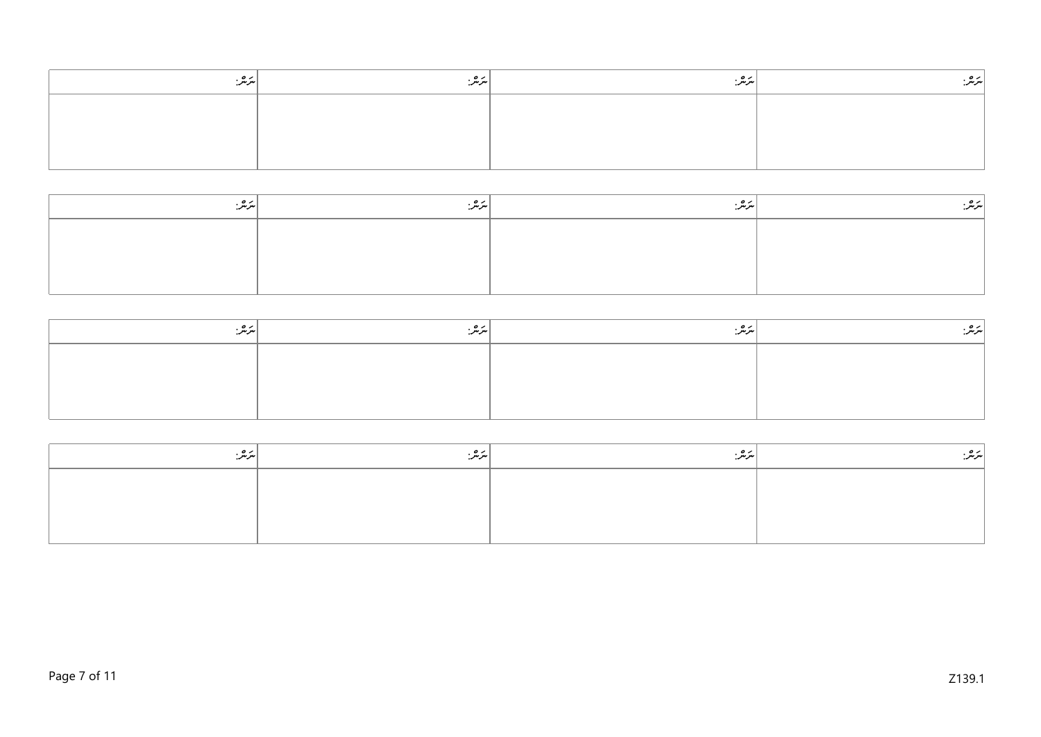| ނަަރު: | ނަަރު: | ނަަރު: | ނަަރު: |
| --- | --- | --- | --- |
| | | | |

| ނަަރު: | ނަަރު: | ނަަރު: | ނަަރު: |
| --- | --- | --- | --- |
| | | | |

| ނަަރު: | ނަަރު: | ނަަރު: | ނަަރު: |
| --- | --- | --- | --- |
| | | | |

| ނަަރު: | ނަަރު: | ނަަރު: | ނަަރު: |
| --- | --- | --- | --- |
| | | | |

Z139.1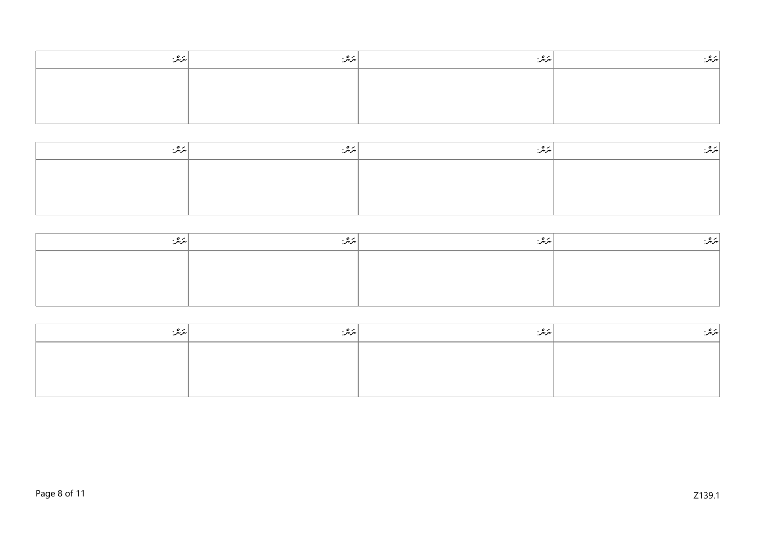| ނަރުނ: | ނަރުނ: | ނަރުނ: | ނަރުނ: |
|---|---|---|---|
| | | | |

| ނަރުނ: | ނަރުނ: | ނަރުނ: | ނަރުނ: |
|---|---|---|---|
| | | | |

| ނަރުނ: | ނަރުނ: | ނަރުނ: | ނަރުނ: |
|---|---|---|---|
| | | | |

| ނަރުނ: | ނަރުނ: | ނަރުނ: | ނަރުނ: |
|---|---|---|---|
| | | | |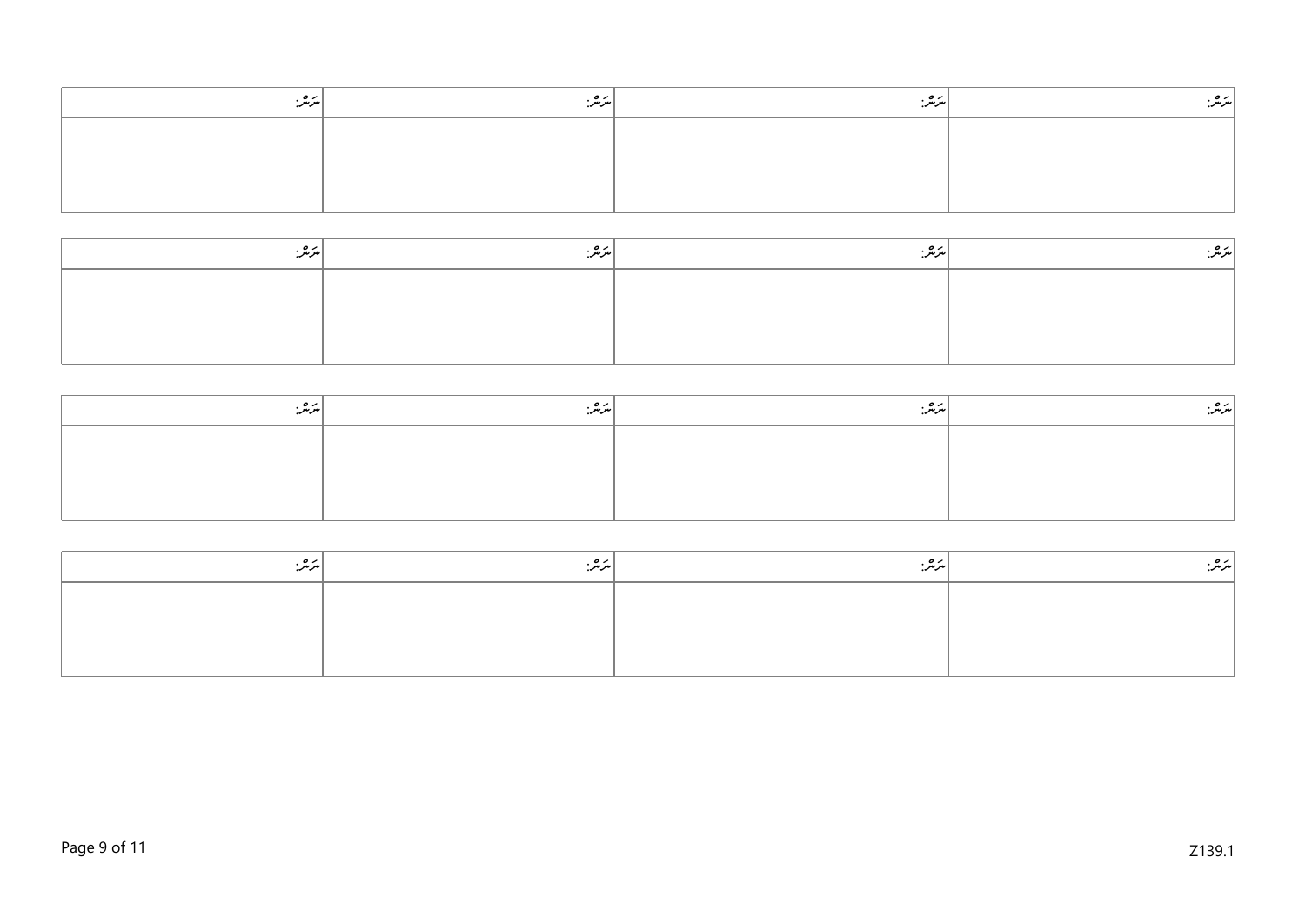| ނަރުދ: | ނަރުދ: | ނަރުދ: | ނަރުދ: |
|---|---|---|---|
| | | | |

| ނަރުދ: | ނަރުދ: | ނަރުދ: | ނަރުދ: |
|---|---|---|---|
| | | | |

| ނަރުދ: | ނަރުދ: | ނަރުދ: | ނަރުދ: |
|---|---|---|---|
| | | | |

| ނަރުދ: | ނަރުދ: | ނަރުދ: | ނަރުދ: |
|---|---|---|---|
| | | | |

Z139.1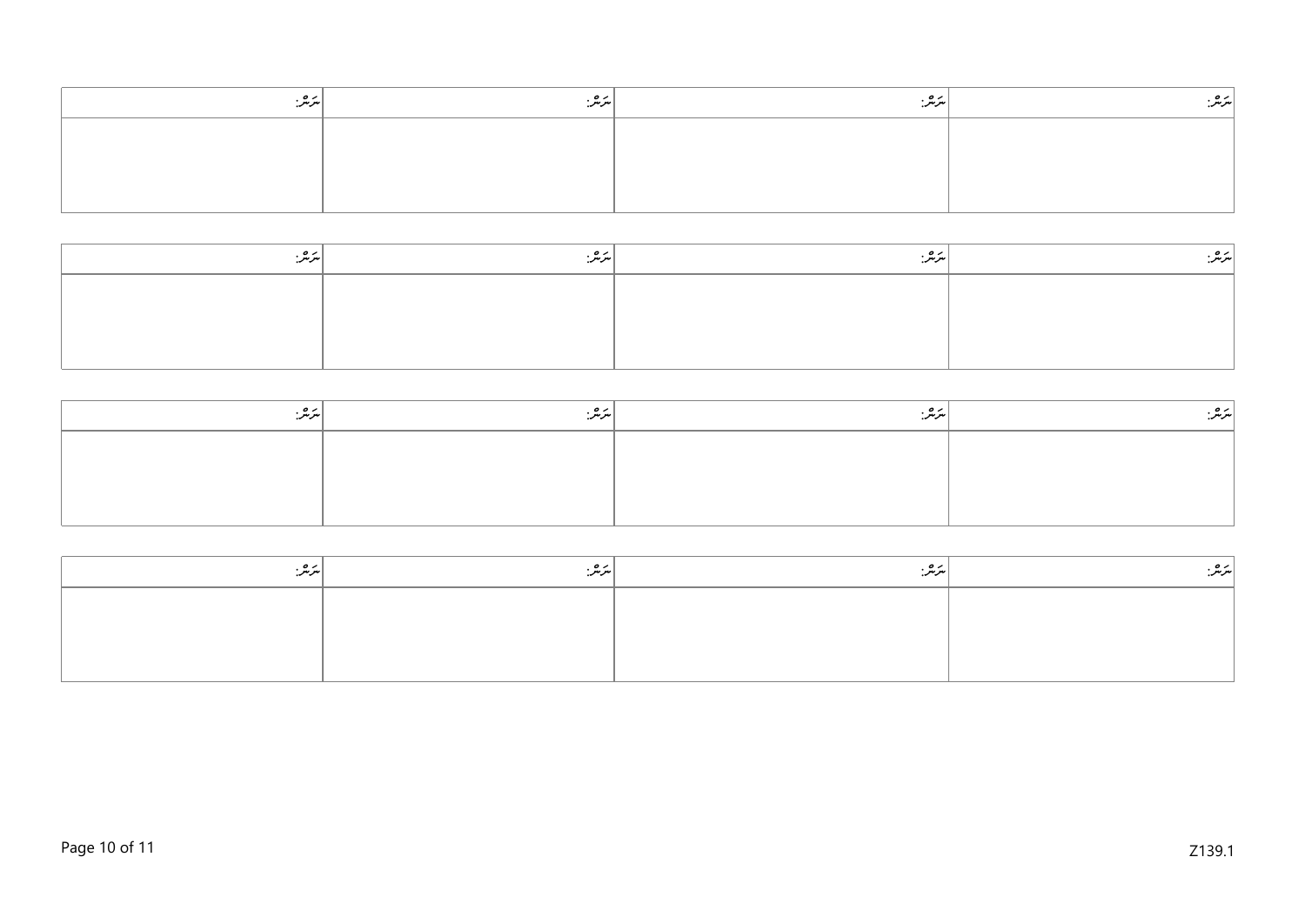| ނަރުދ: | ނަރުދ: | ނަރުދ: | ނަރުދ: |
| --- | --- | --- | --- |
| | | | |

| ނަރުދ: | ނަރުދ: | ނަރުދ: | ނަރުދ: |
| --- | --- | --- | --- |
| | | | |

| ނަރުދ: | ނަރުދ: | ނަރުދ: | ނަރުދ: |
| --- | --- | --- | --- |
| | | | |

| ނަރުދ: | ނަރުދ: | ނަރުދ: | ނަރުދ: |
| --- | --- | --- | --- |
| | | | |

Z139.1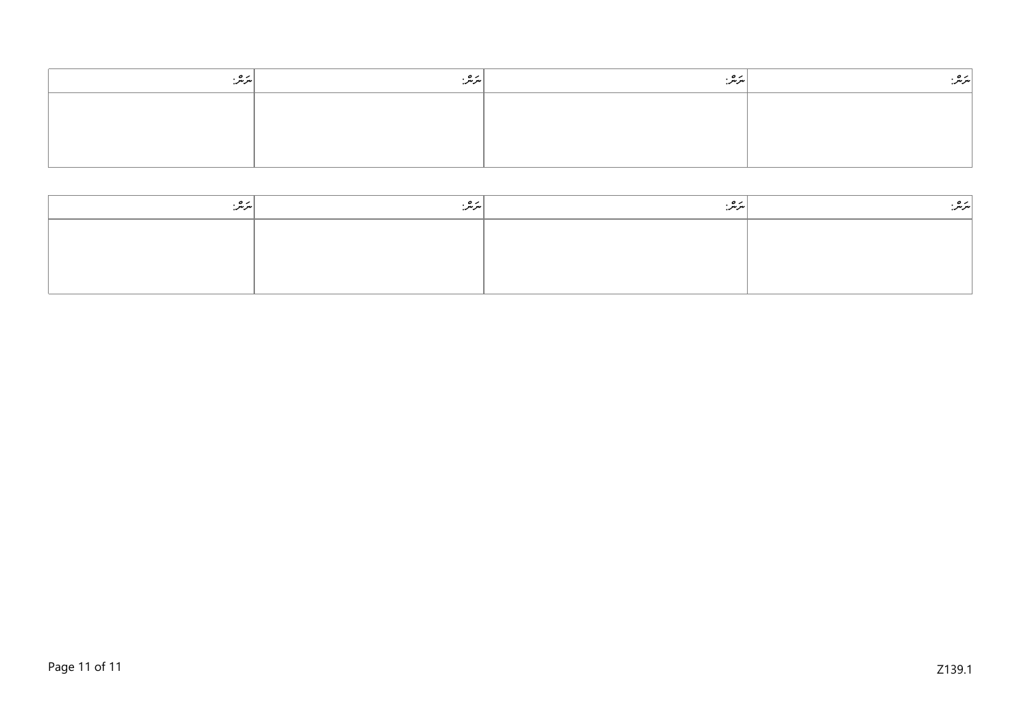| ނަރެށް: | ނަރެށް: | ނަރެށް: | ނަރެށް: |
| --- | --- | --- | --- |
| | | | |

| ނަރެށް: | ނަރެށް: | ނަރެށް: | ނަރެށް: |
| --- | --- | --- | --- |
| | | | |